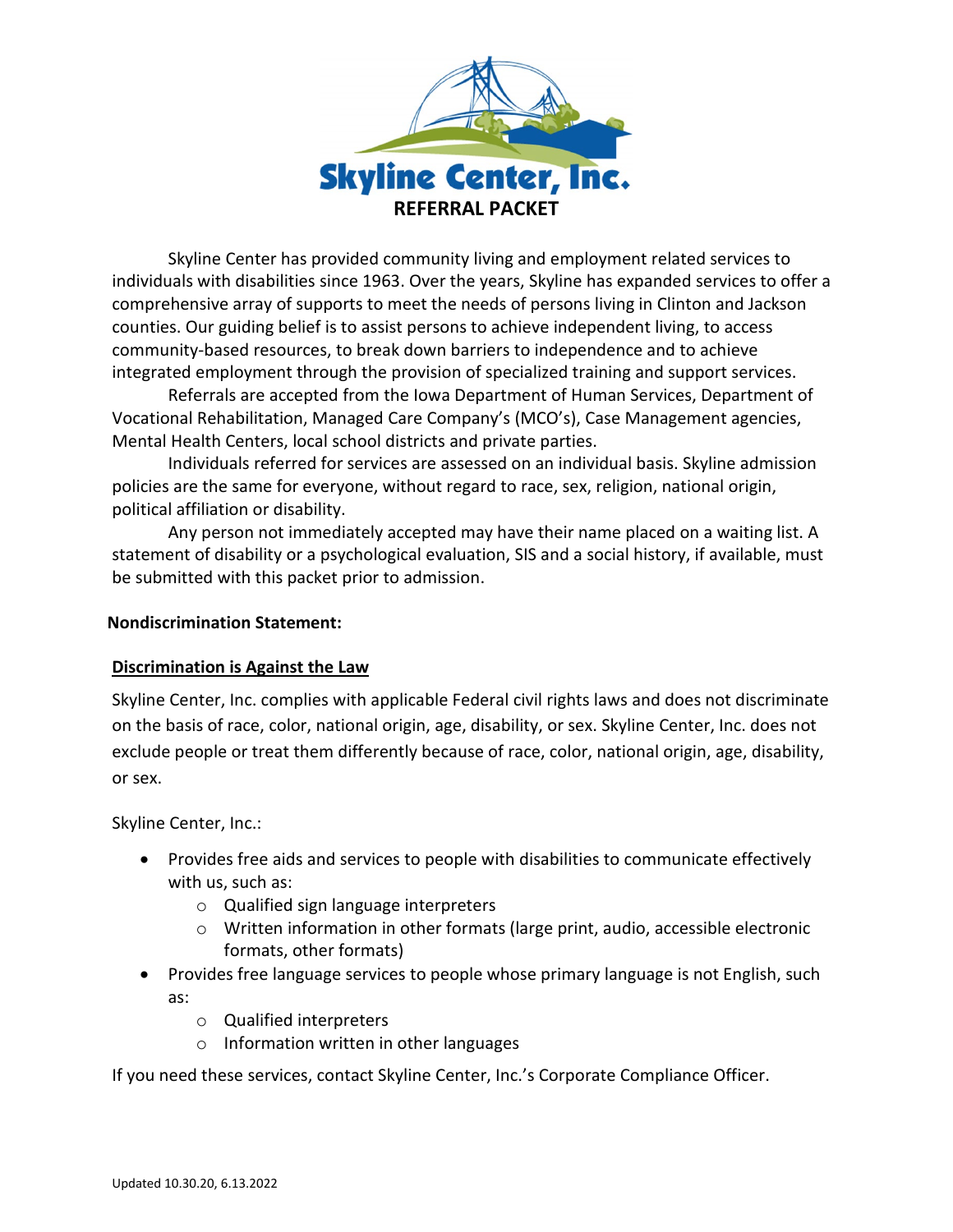# Skyline Center, Inc.

## REFERRAL PACKET

Skyline Center has provided community living and employment related services to individuals with disabilities since 1963. Over the years, Skyline has expanded services to offer a comprehensive array of supports to meet the needs of persons living in Clinton and Jackson counties. Our guiding belief is to assist persons to achieve independent living, to access community-based resources, to break down barriers to independence and to achieve integrated employment through the provision of specialized training and support services.

Referrals are accepted from the Iowa Department of Human Services, Department of Vocational Rehabilitation, Managed Care Company's (MCO's), Case Management agencies, Mental Health Centers, local school districts and private parties.

Individuals referred for services are assessed on an individual basis. Skyline admission policies are the same for everyone, without regard to race, sex, religion, national origin, political affiliation or disability.

Any person not immediately accepted may have their name placed on a waiting list. A statement of disability or a psychological evaluation, SIS and a social history, if available, must be submitted with this packet prior to admission.

**Nondiscrimination Statement:**

**Discrimination is Against the Law**

Skyline Center, Inc. complies with applicable Federal civil rights laws and does not discriminate on the basis of race, color, national origin, age, disability, or sex. Skyline Center, Inc. does not exclude people or treat them differently because of race, color, national origin, age, disability, or sex.

Skyline Center, Inc.:

- Provides free aids and services to people with disabilities to communicate effectively with us, such as:
  - Qualified sign language interpreters
  - Written information in other formats (large print, audio, accessible electronic formats, other formats)
- Provides free language services to people whose primary language is not English, such as:
  - Qualified interpreters
  - Information written in other languages

If you need these services, contact Skyline Center, Inc.'s Corporate Compliance Officer.

Updated 10.30.20, 6.13.2022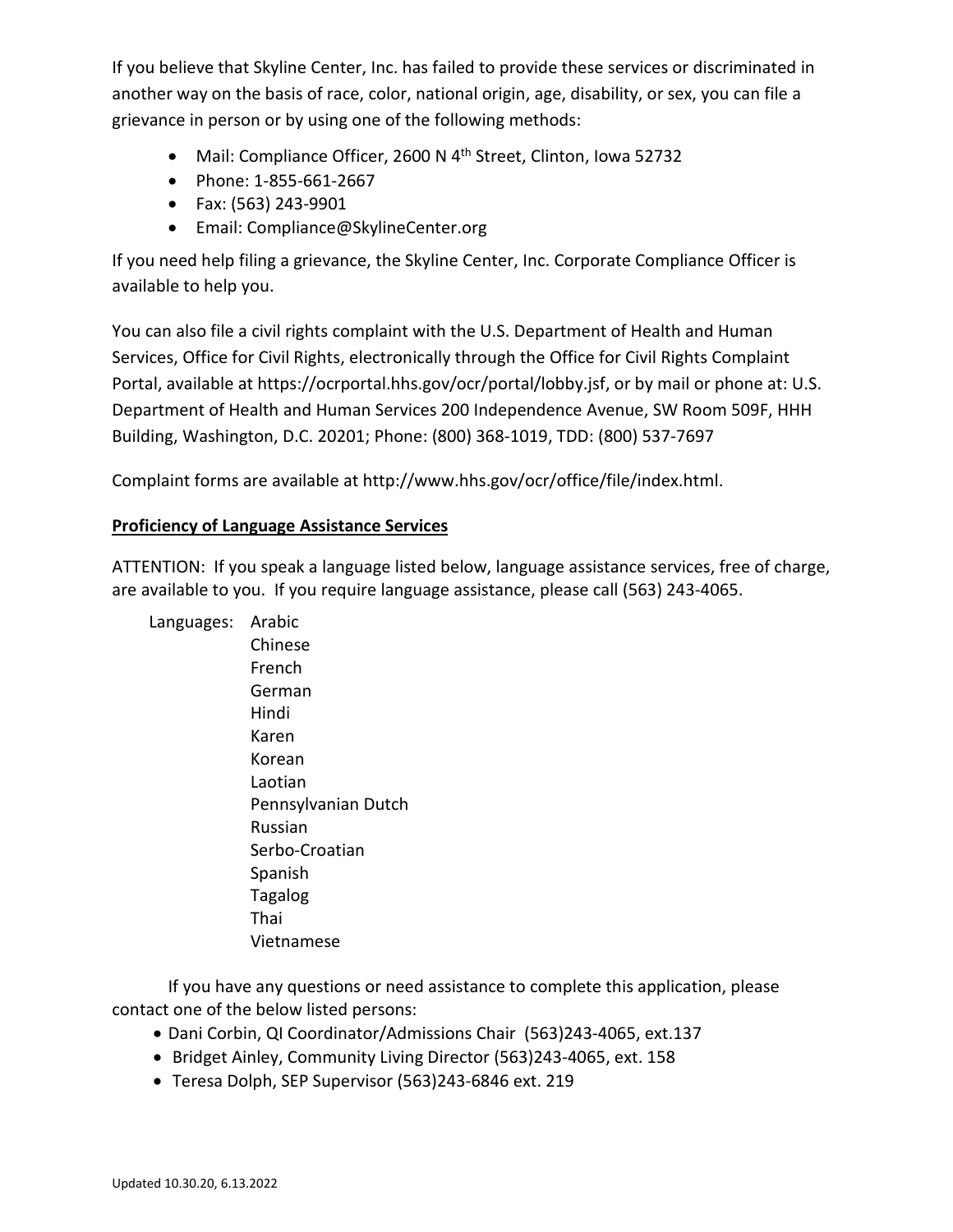If you believe that Skyline Center, Inc. has failed to provide these services or discriminated in another way on the basis of race, color, national origin, age, disability, or sex, you can file a grievance in person or by using one of the following methods:

- Mail: Compliance Officer, 2600 N 4th Street, Clinton, Iowa 52732
- Phone: 1-855-661-2667
- Fax: (563) 243-9901
- Email: Compliance@SkylineCenter.org

If you need help filing a grievance, the Skyline Center, Inc. Corporate Compliance Officer is available to help you.

You can also file a civil rights complaint with the U.S. Department of Health and Human Services, Office for Civil Rights, electronically through the Office for Civil Rights Complaint Portal, available at https://ocrportal.hhs.gov/ocr/portal/lobby.jsf, or by mail or phone at: U.S. Department of Health and Human Services 200 Independence Avenue, SW Room 509F, HHH Building, Washington, D.C. 20201; Phone: (800) 368-1019, TDD: (800) 537-7697

Complaint forms are available at http://www.hhs.gov/ocr/office/file/index.html.

**Proficiency of Language Assistance Services**

ATTENTION: If you speak a language listed below, language assistance services, free of charge, are available to you. If you require language assistance, please call (563) 243-4065.

Languages:
- Arabic
- Chinese
- French
- German
- Hindi
- Karen
- Korean
- Laotian
- Pennsylvanian Dutch
- Russian
- Serbo-Croatian
- Spanish
- Tagalog
- Thai
- Vietnamese

If you have any questions or need assistance to complete this application, please contact one of the below listed persons:

- Dani Corbin, QI Coordinator/Admissions Chair (563)243-4065, ext.137
- Bridget Ainley, Community Living Director (563)243-4065, ext. 158
- Teresa Dolph, SEP Supervisor (563)243-6846 ext. 219

Updated 10.30.20, 6.13.2022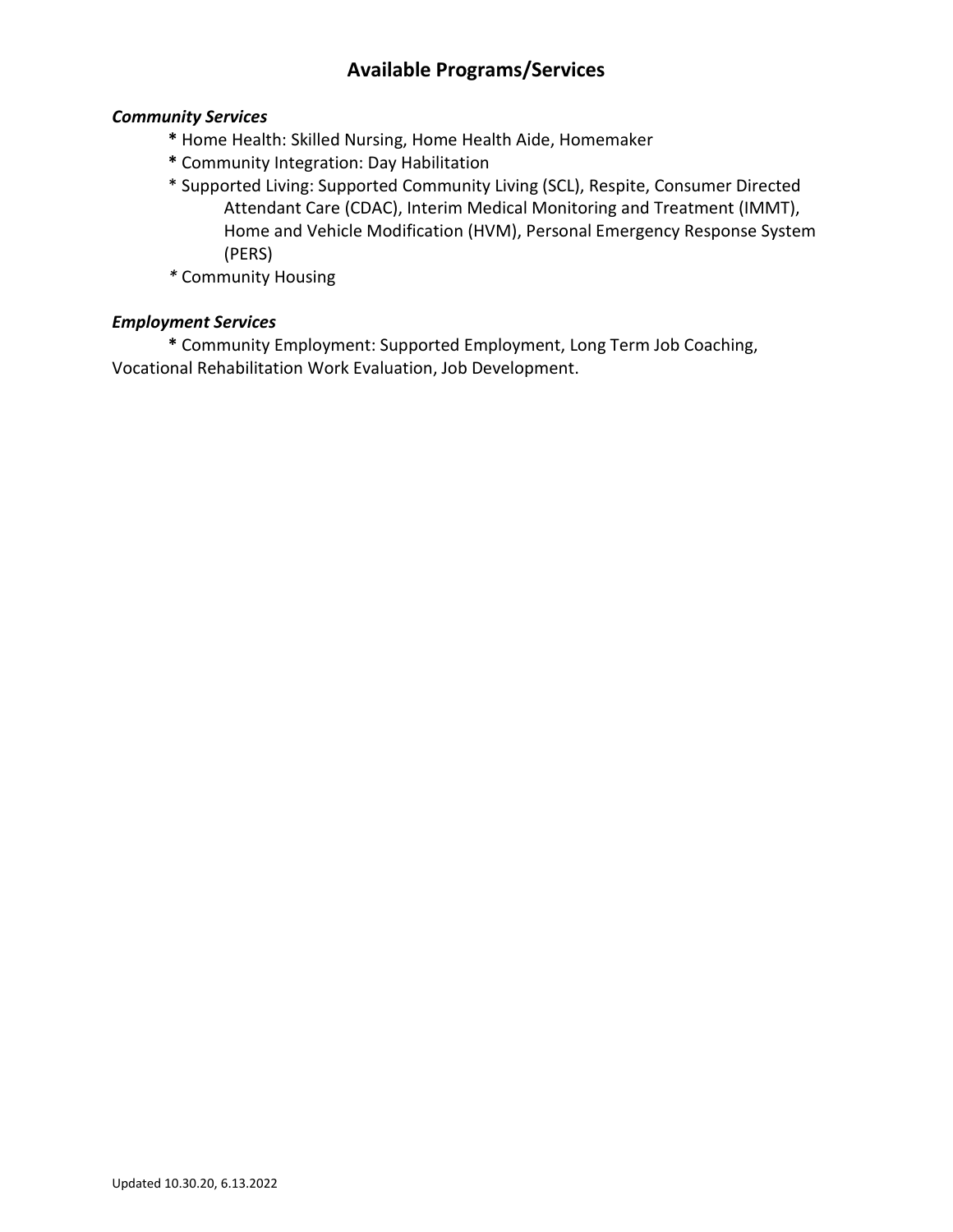## Available Programs/Services

### *Community Services*

- **\*** Home Health: Skilled Nursing, Home Health Aide, Homemaker
- **\*** Community Integration: Day Habilitation
- \* Supported Living: Supported Community Living (SCL), Respite, Consumer Directed Attendant Care (CDAC), Interim Medical Monitoring and Treatment (IMMT), Home and Vehicle Modification (HVM), Personal Emergency Response System (PERS)
- *\** Community Housing

### *Employment Services*

**\*** Community Employment: Supported Employment, Long Term Job Coaching, Vocational Rehabilitation Work Evaluation, Job Development.

Updated 10.30.20, 6.13.2022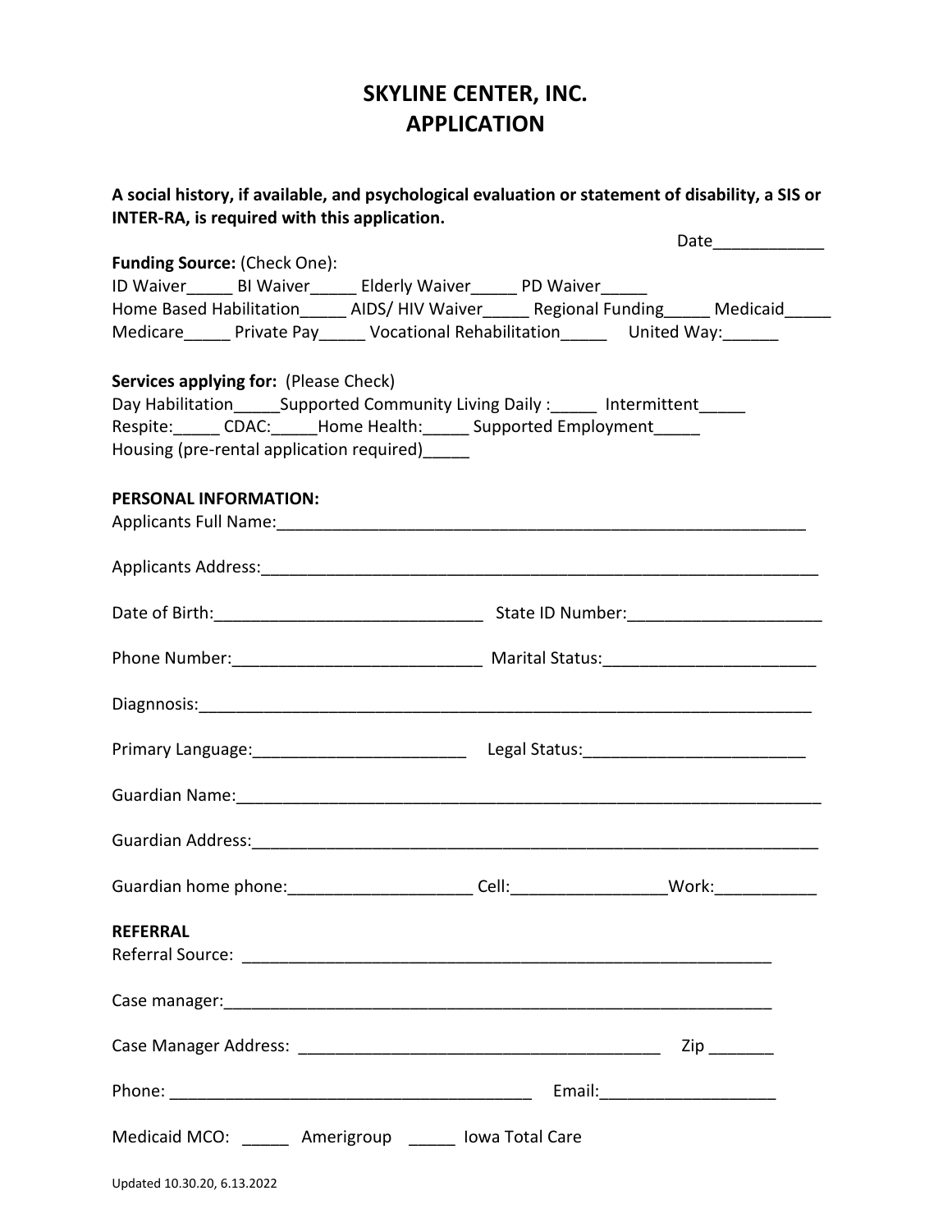# SKYLINE CENTER, INC.
# APPLICATION

**A social history, if available, and psychological evaluation or statement of disability, a SIS or INTER-RA, is required with this application.**

Date____________

**Funding Source:** (Check One):
ID Waiver_____ BI Waiver_____ Elderly Waiver_____ PD Waiver_____
Home Based Habilitation_____ AIDS/ HIV Waiver_____ Regional Funding_____ Medicaid_____
Medicare_____ Private Pay_____ Vocational Rehabilitation_____ United Way:______

**Services applying for:** (Please Check)
Day Habilitation_____Supported Community Living Daily :_____ Intermittent_____
Respite:_____ CDAC:_____Home Health:_____ Supported Employment_____
Housing (pre-rental application required)_____

**PERSONAL INFORMATION:**

Applicants Full Name:____________________________________________________________

Applicants Address:______________________________________________________________

Date of Birth:_____________________________ State ID Number:_____________________

Phone Number:___________________________ Marital Status:_______________________

Diagnnosis:_____________________________________________________________________

Primary Language:_______________________ Legal Status:________________________

Guardian Name:__________________________________________________________________

Guardian Address:_______________________________________________________________

Guardian home phone:____________________ Cell:________________Work:___________

**REFERRAL**

Referral Source: ___________________________________________________________

Case manager:______________________________________________________________

Case Manager Address: ________________________________________ Zip _______

Phone: _______________________________________ Email:___________________

Medicaid MCO: _____ Amerigroup _____ Iowa Total Care

Updated 10.30.20, 6.13.2022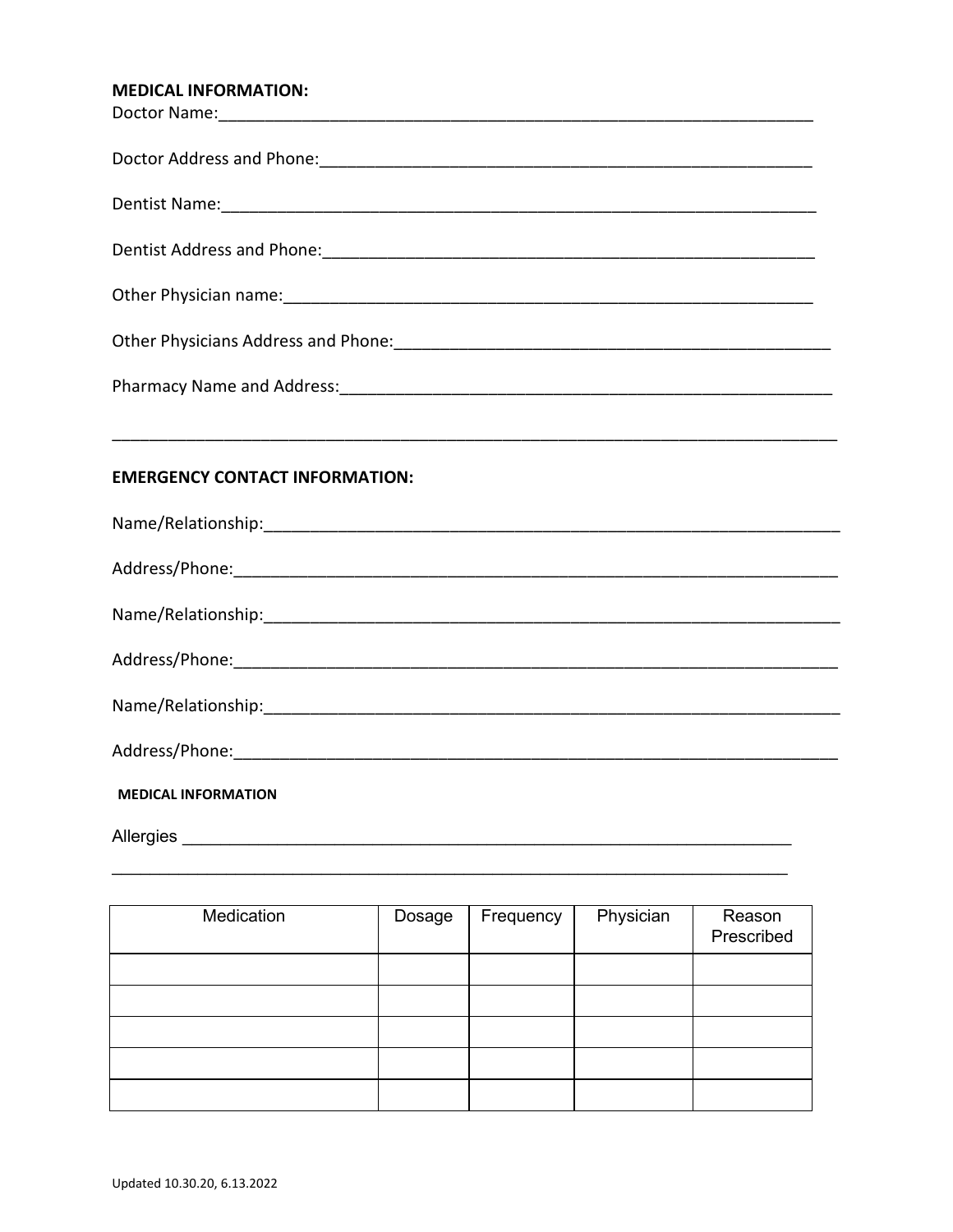**MEDICAL INFORMATION:**

Doctor Name:_______________________________________________________________

Doctor Address and Phone:___________________________________________________

Dentist Name:_______________________________________________________________

Dentist Address and Phone:___________________________________________________

Other Physician name:________________________________________________________

Other Physicians Address and Phone:____________________________________________

Pharmacy Name and Address:___________________________________________________

_________________________________________________________________________

**EMERGENCY CONTACT INFORMATION:**

Name/Relationship:___________________________________________________________

Address/Phone:______________________________________________________________

Name/Relationship:___________________________________________________________

Address/Phone:______________________________________________________________

Name/Relationship:___________________________________________________________

Address/Phone:______________________________________________________________

**MEDICAL INFORMATION**

Allergies ___________________________________________________________________

_________________________________________________________________________

| Medication | Dosage | Frequency | Physician | Reason Prescribed |
|---|---|---|---|---|
| | | | | |
| | | | | |
| | | | | |
| | | | | |
| | | | | |

Updated 10.30.20, 6.13.2022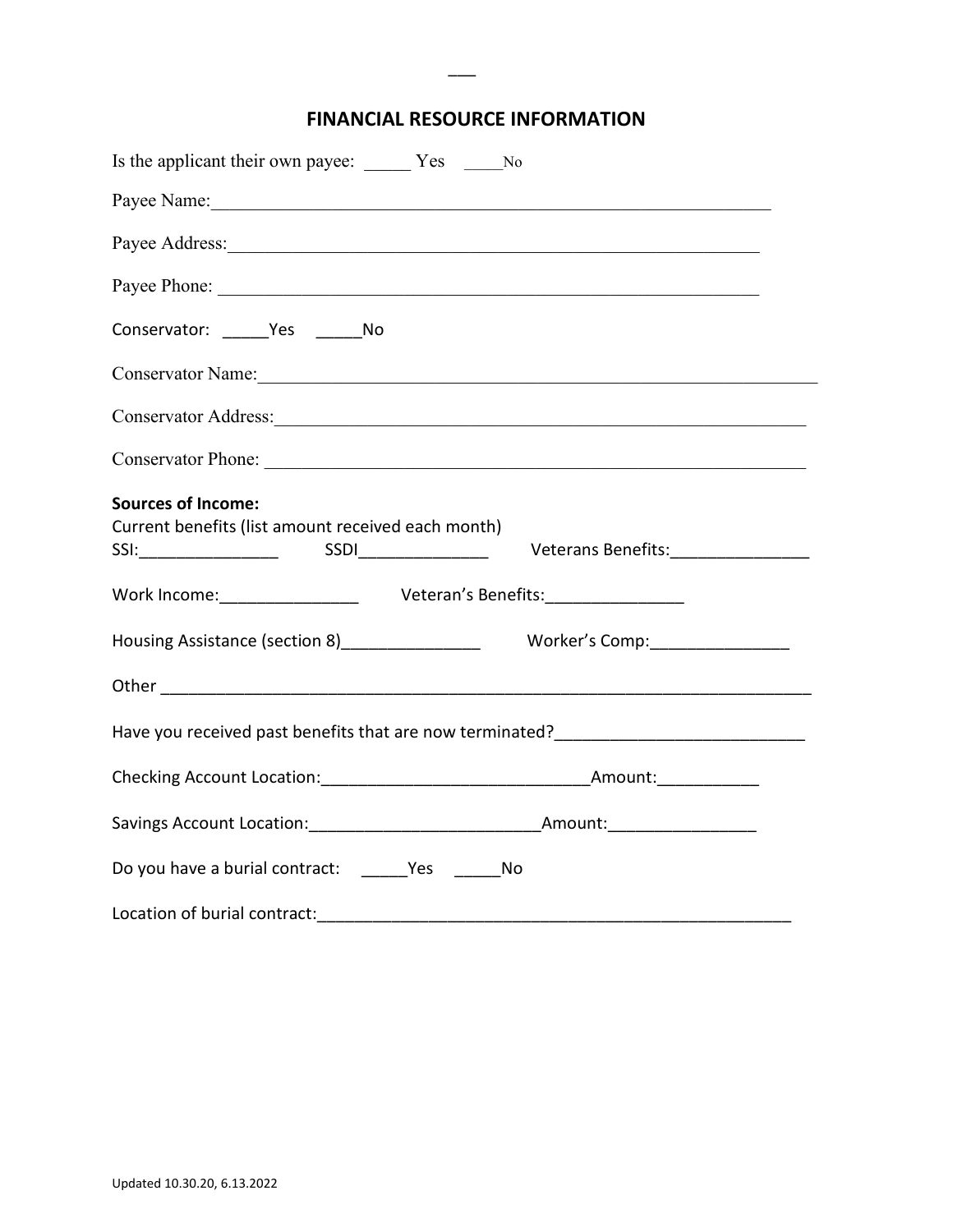## FINANCIAL RESOURCE INFORMATION

Is the applicant their own payee: _____ Yes _____No

Payee Name:_______________________________________________________________

Payee Address:____________________________________________________________

Payee Phone: _____________________________________________________________

Conservator: _____Yes _____No

Conservator Name:_________________________________________________________

Conservator Address:_______________________________________________________

Conservator Phone: ________________________________________________________

**Sources of Income:**
Current benefits (list amount received each month)
SSI:_______________ SSDI______________ Veterans Benefits:_______________

Work Income:_______________ Veteran's Benefits:_______________

Housing Assistance (section 8)_______________ Worker's Comp:_______________

Other _______________________________________________________________________

Have you received past benefits that are now terminated?___________________________

Checking Account Location:_____________________________Amount:___________

Savings Account Location:_________________________Amount:________________

Do you have a burial contract: _____Yes _____No

Location of burial contract:_____________________________________________________

Updated 10.30.20, 6.13.2022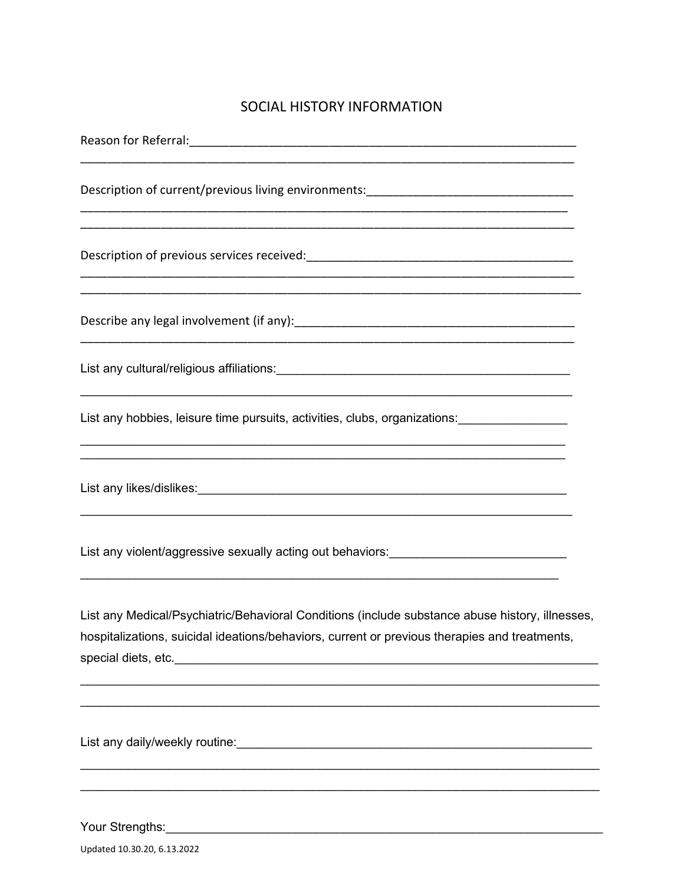# SOCIAL HISTORY INFORMATION

Reason for Referral:___________________________________________________________
_____________________________________________________________________________

Description of current/previous living environments:______________________________
_____________________________________________________________________________
_____________________________________________________________________________

Description of previous services received:_______________________________________
_____________________________________________________________________________
_____________________________________________________________________________

Describe any legal involvement (if any):_________________________________________
_____________________________________________________________________________

List any cultural/religious affiliations:__________________________________________
_____________________________________________________________________________

List any hobbies, leisure time pursuits, activities, clubs, organizations:_______________
_____________________________________________________________________________
_____________________________________________________________________________

List any likes/dislikes:_________________________________________________________
_____________________________________________________________________________

List any violent/aggressive sexually acting out behaviors:__________________________
_____________________________________________________________________________

List any Medical/Psychiatric/Behavioral Conditions (include substance abuse history, illnesses, hospitalizations, suicidal ideations/behaviors, current or previous therapies and treatments, special diets, etc.___________________________________________________________
_____________________________________________________________________________
_____________________________________________________________________________

List any daily/weekly routine:___________________________________________________
_____________________________________________________________________________
_____________________________________________________________________________

Your Strengths:________________________________________________________________

Updated 10.30.20, 6.13.2022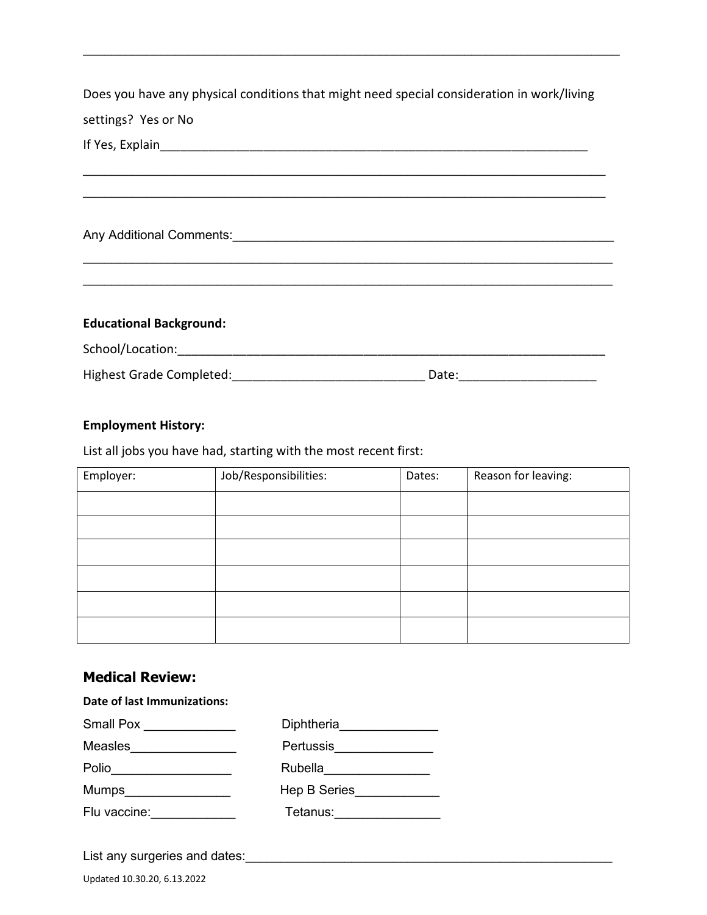______________________________________________________________________________

Does you have any physical conditions that might need special consideration in work/living settings? Yes or No

If Yes, Explain_______________________________________________________________

______________________________________________________________________________

______________________________________________________________________________

Any Additional Comments:______________________________________________________

______________________________________________________________________________

______________________________________________________________________________

**Educational Background:**

School/Location:_______________________________________________________________

Highest Grade Completed:___________________________ Date:___________________

**Employment History:**

List all jobs you have had, starting with the most recent first:

| Employer: | Job/Responsibilities: | Dates: | Reason for leaving: |
|---|---|---|---|
| | | | |
| | | | |
| | | | |
| | | | |
| | | | |
| | | | |

## Medical Review:

**Date of last Immunizations:**

Small Pox _____________ Diphtheria______________

Measles_______________ Pertussis______________

Polio_________________ Rubella_______________

Mumps_______________ Hep B Series____________

Flu vaccine:____________ Tetanus:_______________

List any surgeries and dates:______________________________________________________

Updated 10.30.20, 6.13.2022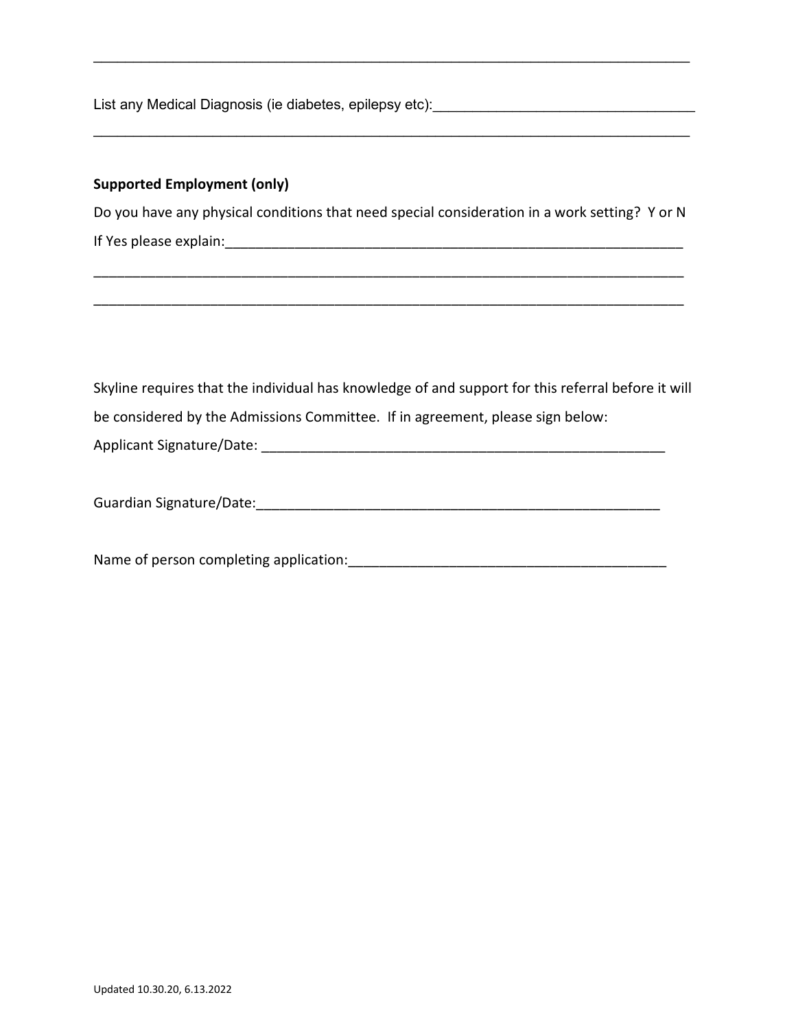_____________________________________________________________________________

List any Medical Diagnosis (ie diabetes, epilepsy etc):_________________________________

_____________________________________________________________________________

**Supported Employment (only)**

Do you have any physical conditions that need special consideration in a work setting? Y or N

If Yes please explain:_____________________________________________________________

_____________________________________________________________________________

_____________________________________________________________________________

Skyline requires that the individual has knowledge of and support for this referral before it will be considered by the Admissions Committee. If in agreement, please sign below:

Applicant Signature/Date: ____________________________________________________

Guardian Signature/Date:____________________________________________________

Name of person completing application:_________________________________________

Updated 10.30.20, 6.13.2022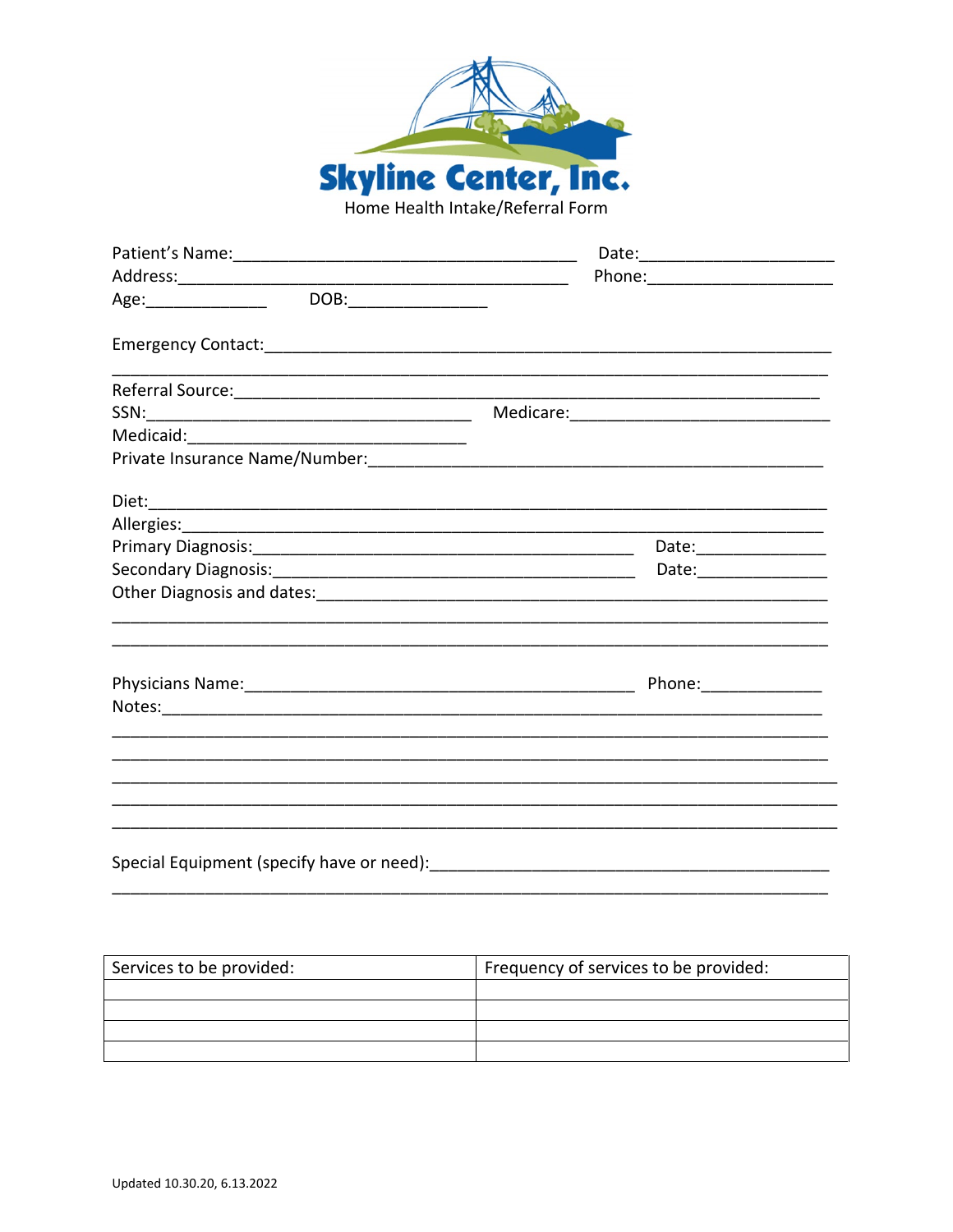# Skyline Center, Inc.

Home Health Intake/Referral Form

Patient's Name:_______________________________________ Date:_____________________

Address:___________________________________________ Phone:____________________

Age:_____________ DOB:_______________

Emergency Contact:______________________________________________________________

________________________________________________________________________________

Referral Source:__________________________________________________________________

SSN:___________________________________ Medicare:____________________________

Medicaid:______________________________

Private Insurance Name/Number:___________________________________________________

Diet:_________________________________________________________________________

Allergies:_____________________________________________________________________

Primary Diagnosis:___________________________________________ Date:______________

Secondary Diagnosis:_________________________________________ Date:______________

Other Diagnosis and dates:_______________________________________________________

________________________________________________________________________________

________________________________________________________________________________

Physicians Name:___________________________________________ Phone:_____________

Notes:________________________________________________________________________

________________________________________________________________________________

________________________________________________________________________________

________________________________________________________________________________

________________________________________________________________________________

________________________________________________________________________________

Special Equipment (specify have or need):_____________________________________________

________________________________________________________________________________

| Services to be provided: | Frequency of services to be provided: |
|---|---|
| | |
| | |
| | |
| | |

Updated 10.30.20, 6.13.2022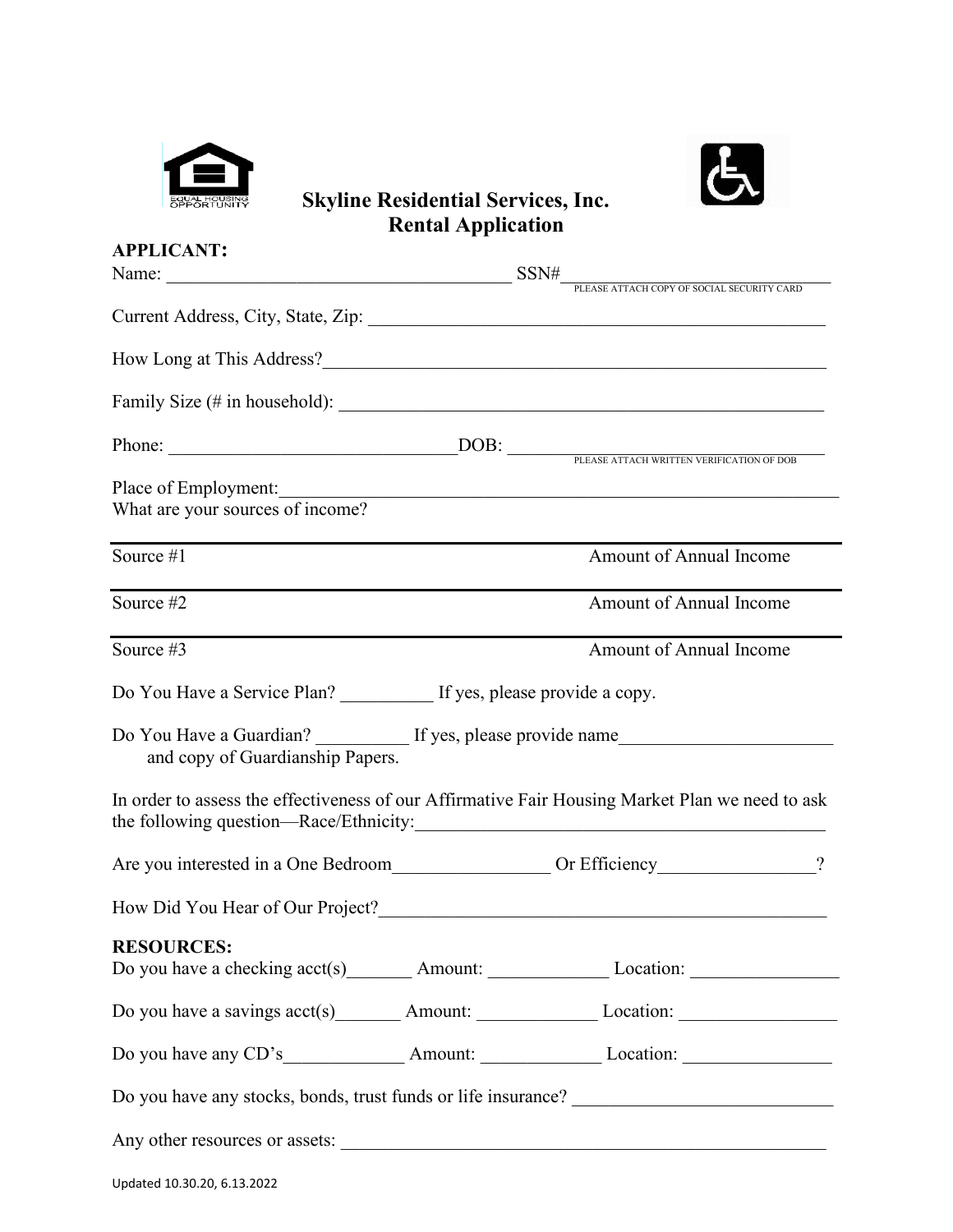# Skyline Residential Services, Inc.
## Rental Application

**APPLICANT:**

Name: ______________________________________ SSN#______________________________
PLEASE ATTACH COPY OF SOCIAL SECURITY CARD

Current Address, City, State, Zip: ________________________________________________

How Long at This Address?______________________________________________________

Family Size (# in household): ____________________________________________________

Phone: _______________________________DOB: ___________________________________
PLEASE ATTACH WRITTEN VERIFICATION OF DOB

Place of Employment:___________________________________________________________

What are your sources of income?

| | |
|---|---|
| Source #1 | Amount of Annual Income |
| Source #2 | Amount of Annual Income |
| Source #3 | Amount of Annual Income |

Do You Have a Service Plan? __________ If yes, please provide a copy.

Do You Have a Guardian? __________ If yes, please provide name______________________ and copy of Guardianship Papers.

In order to assess the effectiveness of our Affirmative Fair Housing Market Plan we need to ask the following question—Race/Ethnicity:____________________________________________

Are you interested in a One Bedroom________________ Or Efficiency________________?

How Did You Hear of Our Project?________________________________________________

**RESOURCES:**

Do you have a checking acct(s)_______ Amount: _____________ Location: ________________

Do you have a savings acct(s)_______ Amount: _____________ Location: _________________

Do you have any CD's_____________ Amount: _____________ Location: ________________

Do you have any stocks, bonds, trust funds or life insurance? ____________________________

Any other resources or assets: ____________________________________________________

Updated 10.30.20, 6.13.2022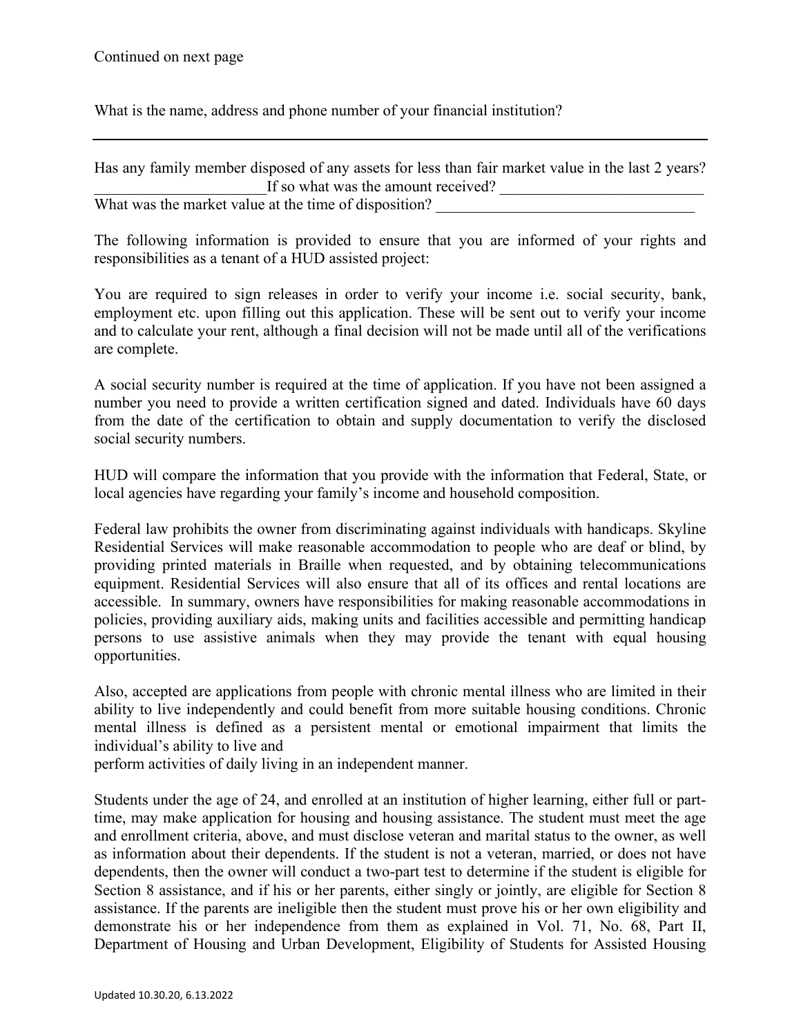Continued on next page

What is the name, address and phone number of your financial institution?

___

Has any family member disposed of any assets for less than fair market value in the last 2 years? ______________________If so what was the amount received? __________________________
What was the market value at the time of disposition? _________________________________

The following information is provided to ensure that you are informed of your rights and responsibilities as a tenant of a HUD assisted project:

You are required to sign releases in order to verify your income i.e. social security, bank, employment etc. upon filling out this application. These will be sent out to verify your income and to calculate your rent, although a final decision will not be made until all of the verifications are complete.

A social security number is required at the time of application. If you have not been assigned a number you need to provide a written certification signed and dated. Individuals have 60 days from the date of the certification to obtain and supply documentation to verify the disclosed social security numbers.

HUD will compare the information that you provide with the information that Federal, State, or local agencies have regarding your family's income and household composition.

Federal law prohibits the owner from discriminating against individuals with handicaps. Skyline Residential Services will make reasonable accommodation to people who are deaf or blind, by providing printed materials in Braille when requested, and by obtaining telecommunications equipment. Residential Services will also ensure that all of its offices and rental locations are accessible. In summary, owners have responsibilities for making reasonable accommodations in policies, providing auxiliary aids, making units and facilities accessible and permitting handicap persons to use assistive animals when they may provide the tenant with equal housing opportunities.

Also, accepted are applications from people with chronic mental illness who are limited in their ability to live independently and could benefit from more suitable housing conditions. Chronic mental illness is defined as a persistent mental or emotional impairment that limits the individual's ability to live and
perform activities of daily living in an independent manner.

Students under the age of 24, and enrolled at an institution of higher learning, either full or part-time, may make application for housing and housing assistance. The student must meet the age and enrollment criteria, above, and must disclose veteran and marital status to the owner, as well as information about their dependents. If the student is not a veteran, married, or does not have dependents, then the owner will conduct a two-part test to determine if the student is eligible for Section 8 assistance, and if his or her parents, either singly or jointly, are eligible for Section 8 assistance. If the parents are ineligible then the student must prove his or her own eligibility and demonstrate his or her independence from them as explained in Vol. 71, No. 68, Part II, Department of Housing and Urban Development, Eligibility of Students for Assisted Housing

Updated 10.30.20, 6.13.2022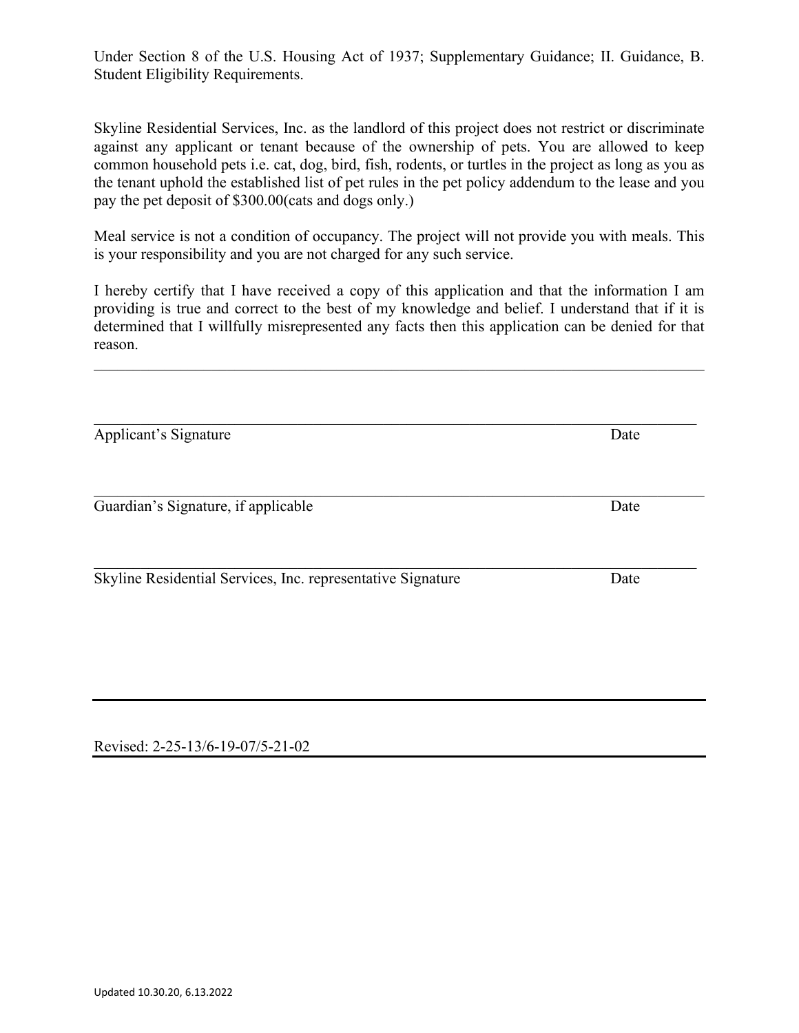Under Section 8 of the U.S. Housing Act of 1937; Supplementary Guidance; II. Guidance, B. Student Eligibility Requirements.

Skyline Residential Services, Inc. as the landlord of this project does not restrict or discriminate against any applicant or tenant because of the ownership of pets. You are allowed to keep common household pets i.e. cat, dog, bird, fish, rodents, or turtles in the project as long as you as the tenant uphold the established list of pet rules in the pet policy addendum to the lease and you pay the pet deposit of $300.00(cats and dogs only.)

Meal service is not a condition of occupancy. The project will not provide you with meals. This is your responsibility and you are not charged for any such service.

I hereby certify that I have received a copy of this application and that the information I am providing is true and correct to the best of my knowledge and belief. I understand that if it is determined that I willfully misrepresented any facts then this application can be denied for that reason.

---

\_\_\_\_\_\_\_\_\_\_\_\_\_\_\_\_\_\_\_\_\_\_\_\_\_\_\_\_\_\_\_\_\_\_\_\_\_\_\_\_\_\_\_\_\_\_\_\_\_\_\_\_\_\_\_\_\_\_

Applicant's Signature                                                                 Date

\_\_\_\_\_\_\_\_\_\_\_\_\_\_\_\_\_\_\_\_\_\_\_\_\_\_\_\_\_\_\_\_\_\_\_\_\_\_\_\_\_\_\_\_\_\_\_\_\_\_\_\_\_\_\_\_\_\_

Guardian's Signature, if applicable                                                 Date

\_\_\_\_\_\_\_\_\_\_\_\_\_\_\_\_\_\_\_\_\_\_\_\_\_\_\_\_\_\_\_\_\_\_\_\_\_\_\_\_\_\_\_\_\_\_\_\_\_\_\_\_\_\_\_\_\_\_

Skyline Residential Services, Inc. representative Signature                 Date

---

Revised: 2-25-13/6-19-07/5-21-02

Updated 10.30.20, 6.13.2022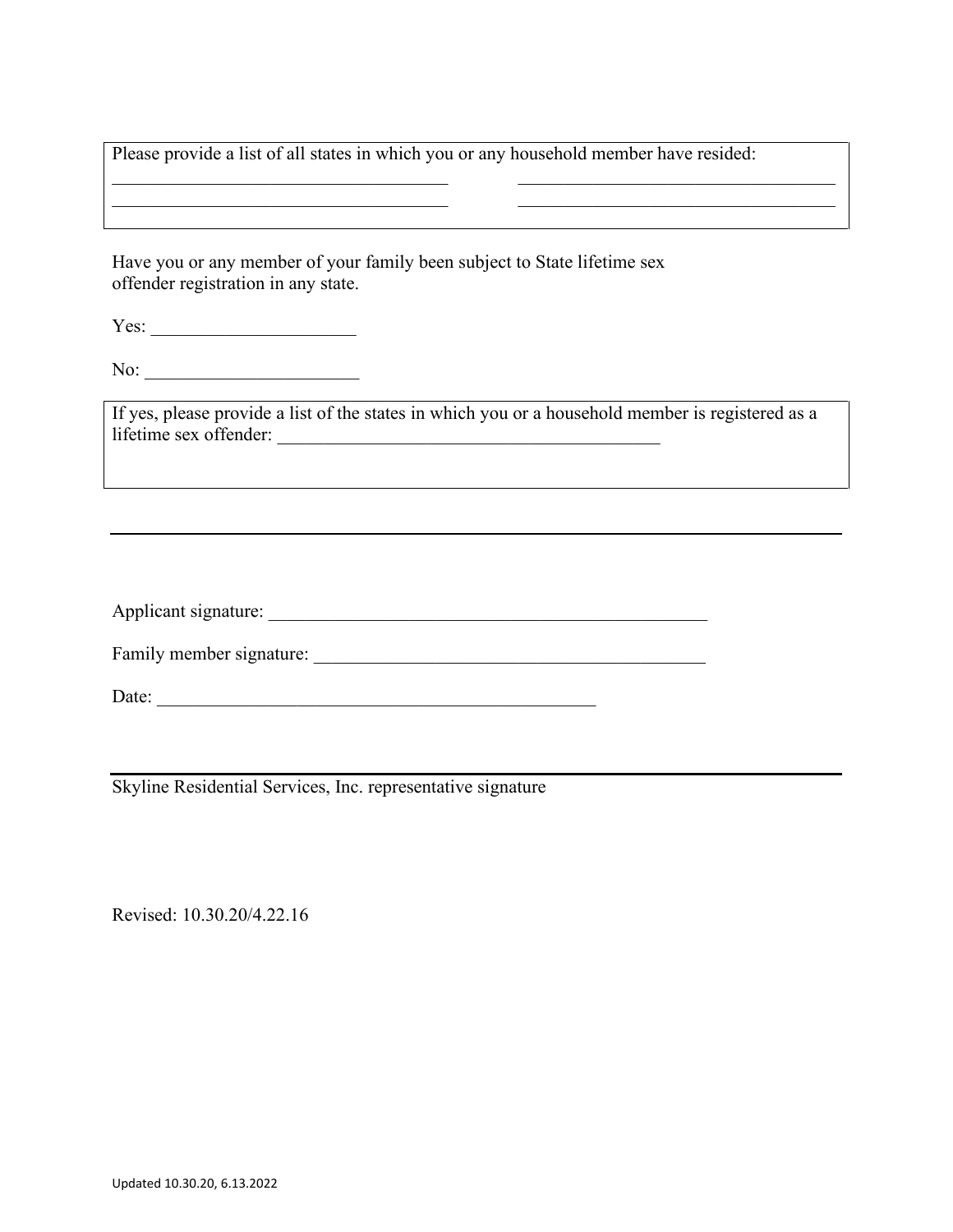Please provide a list of all states in which you or any household member have resided:

\_\_\_\_\_\_\_\_\_\_\_\_\_\_\_\_\_\_\_\_\_\_\_\_\_\_\_\_\_\_\_\_\_\_\_\_ \_\_\_\_\_\_\_\_\_\_\_\_\_\_\_\_\_\_\_\_\_\_\_\_\_\_\_\_\_\_\_\_\_\_\_\_

\_\_\_\_\_\_\_\_\_\_\_\_\_\_\_\_\_\_\_\_\_\_\_\_\_\_\_\_\_\_\_\_\_\_\_\_ \_\_\_\_\_\_\_\_\_\_\_\_\_\_\_\_\_\_\_\_\_\_\_\_\_\_\_\_\_\_\_\_\_\_\_\_

Have you or any member of your family been subject to State lifetime sex offender registration in any state.

Yes: \_\_\_\_\_\_\_\_\_\_\_\_\_\_\_\_\_\_\_\_\_\_

No: \_\_\_\_\_\_\_\_\_\_\_\_\_\_\_\_\_\_\_\_\_\_\_

If yes, please provide a list of the states in which you or a household member is registered as a lifetime sex offender: \_\_\_\_\_\_\_\_\_\_\_\_\_\_\_\_\_\_\_\_\_\_\_\_\_\_\_\_\_\_\_\_\_\_\_\_\_\_\_\_\_\_

---

Applicant signature: \_\_\_\_\_\_\_\_\_\_\_\_\_\_\_\_\_\_\_\_\_\_\_\_\_\_\_\_\_\_\_\_\_\_\_\_\_\_\_\_\_\_\_\_\_\_\_\_

Family member signature: \_\_\_\_\_\_\_\_\_\_\_\_\_\_\_\_\_\_\_\_\_\_\_\_\_\_\_\_\_\_\_\_\_\_\_\_\_\_\_\_\_\_\_

Date: \_\_\_\_\_\_\_\_\_\_\_\_\_\_\_\_\_\_\_\_\_\_\_\_\_\_\_\_\_\_\_\_\_\_\_\_\_\_\_\_\_\_\_\_\_\_\_\_

---

Skyline Residential Services, Inc. representative signature

Revised: 10.30.20/4.22.16

Updated 10.30.20, 6.13.2022